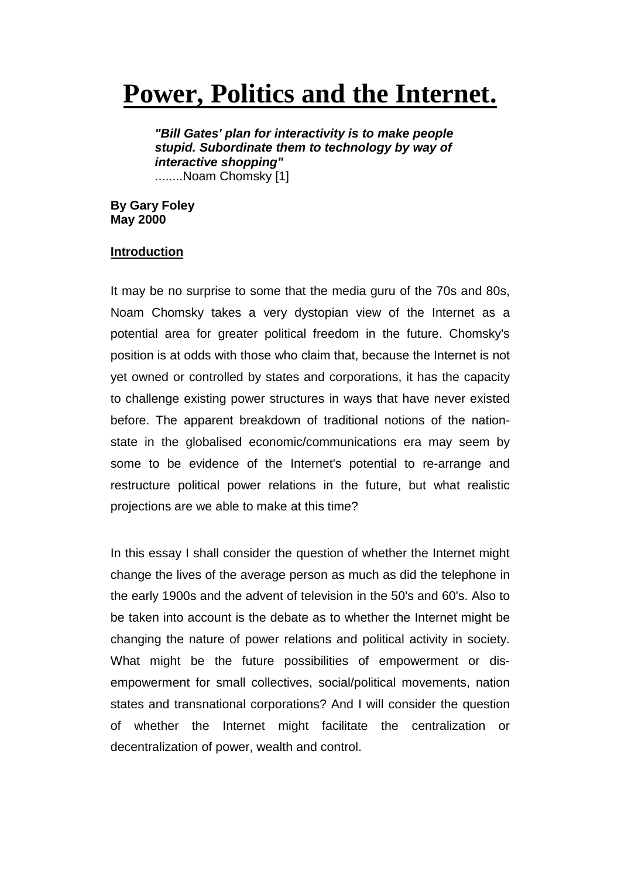# Power, Politics and the Internet.

> ***"Bill Gates' plan for interactivity is to make people stupid. Subordinate them to technology by way of interactive shopping"***
> ........Noam Chomsky [1]

**By Gary Foley**
**May 2000**

## Introduction

It may be no surprise to some that the media guru of the 70s and 80s, Noam Chomsky takes a very dystopian view of the Internet as a potential area for greater political freedom in the future. Chomsky's position is at odds with those who claim that, because the Internet is not yet owned or controlled by states and corporations, it has the capacity to challenge existing power structures in ways that have never existed before. The apparent breakdown of traditional notions of the nation-state in the globalised economic/communications era may seem by some to be evidence of the Internet's potential to re-arrange and restructure political power relations in the future, but what realistic projections are we able to make at this time?

In this essay I shall consider the question of whether the Internet might change the lives of the average person as much as did the telephone in the early 1900s and the advent of television in the 50's and 60's. Also to be taken into account is the debate as to whether the Internet might be changing the nature of power relations and political activity in society. What might be the future possibilities of empowerment or dis-empowerment for small collectives, social/political movements, nation states and transnational corporations? And I will consider the question of whether the Internet might facilitate the centralization or decentralization of power, wealth and control.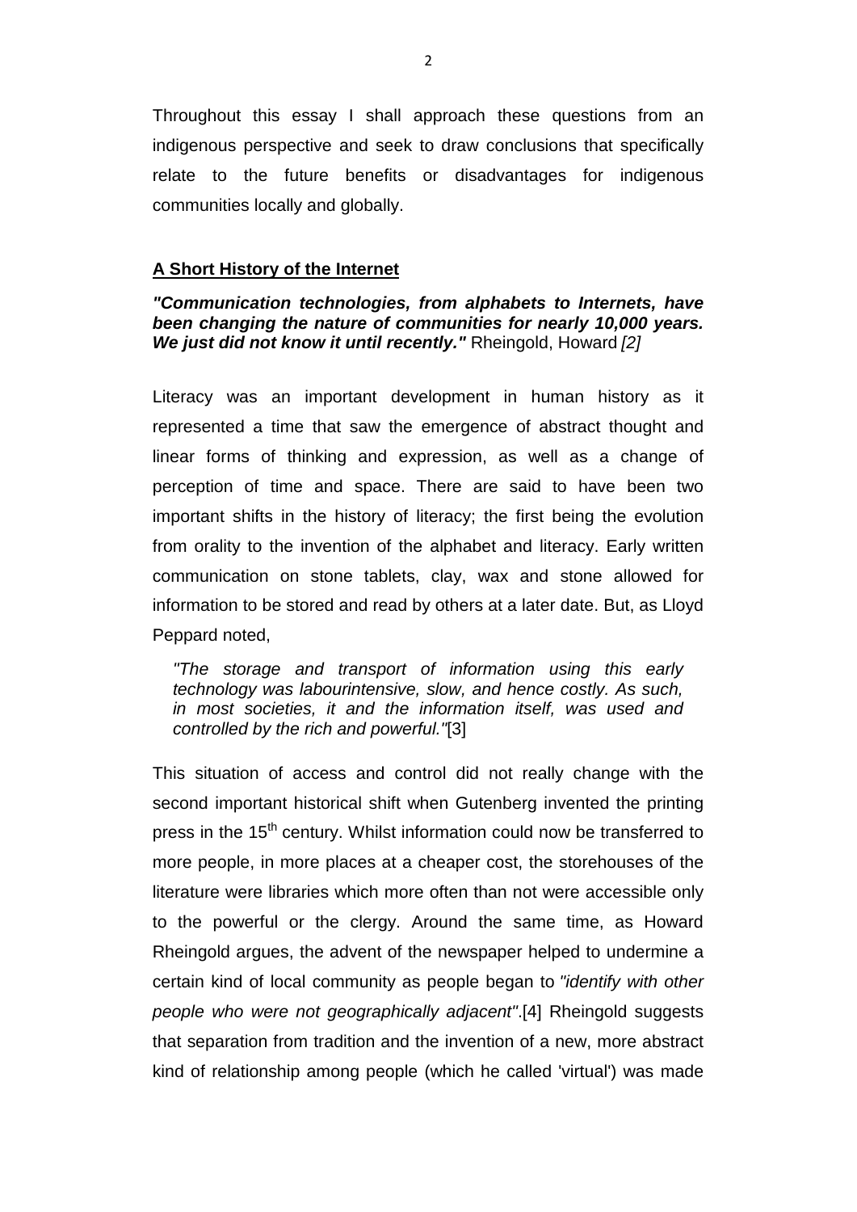Throughout this essay I shall approach these questions from an indigenous perspective and seek to draw conclusions that specifically relate to the future benefits or disadvantages for indigenous communities locally and globally.

## A Short History of the Internet

***"Communication technologies, from alphabets to Internets, have been changing the nature of communities for nearly 10,000 years. We just did not know it until recently."*** Rheingold, Howard *[2]*

Literacy was an important development in human history as it represented a time that saw the emergence of abstract thought and linear forms of thinking and expression, as well as a change of perception of time and space. There are said to have been two important shifts in the history of literacy; the first being the evolution from orality to the invention of the alphabet and literacy. Early written communication on stone tablets, clay, wax and stone allowed for information to be stored and read by others at a later date. But, as Lloyd Peppard noted,

> *"The storage and transport of information using this early technology was labourintensive, slow, and hence costly. As such, in most societies, it and the information itself, was used and controlled by the rich and powerful."*[3]

This situation of access and control did not really change with the second important historical shift when Gutenberg invented the printing press in the 15th century. Whilst information could now be transferred to more people, in more places at a cheaper cost, the storehouses of the literature were libraries which more often than not were accessible only to the powerful or the clergy. Around the same time, as Howard Rheingold argues, the advent of the newspaper helped to undermine a certain kind of local community as people began to *"identify with other people who were not geographically adjacent"*.[4] Rheingold suggests that separation from tradition and the invention of a new, more abstract kind of relationship among people (which he called 'virtual') was made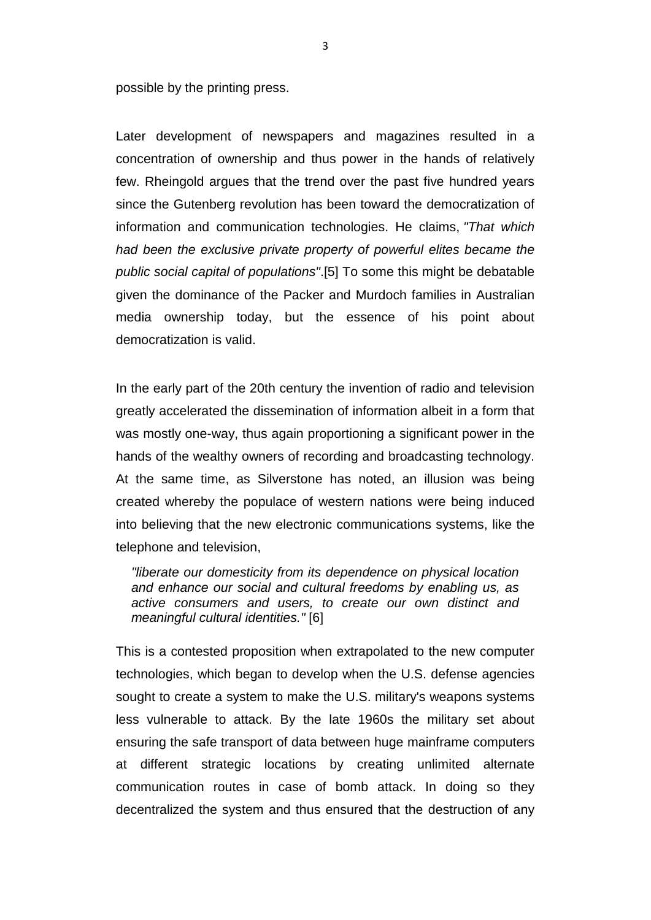possible by the printing press.

Later development of newspapers and magazines resulted in a concentration of ownership and thus power in the hands of relatively few. Rheingold argues that the trend over the past five hundred years since the Gutenberg revolution has been toward the democratization of information and communication technologies. He claims, *"That which had been the exclusive private property of powerful elites became the public social capital of populations"*.[5] To some this might be debatable given the dominance of the Packer and Murdoch families in Australian media ownership today, but the essence of his point about democratization is valid.

In the early part of the 20th century the invention of radio and television greatly accelerated the dissemination of information albeit in a form that was mostly one-way, thus again proportioning a significant power in the hands of the wealthy owners of recording and broadcasting technology. At the same time, as Silverstone has noted, an illusion was being created whereby the populace of western nations were being induced into believing that the new electronic communications systems, like the telephone and television,

> *"liberate our domesticity from its dependence on physical location and enhance our social and cultural freedoms by enabling us, as active consumers and users, to create our own distinct and meaningful cultural identities."* [6]

This is a contested proposition when extrapolated to the new computer technologies, which began to develop when the U.S. defense agencies sought to create a system to make the U.S. military's weapons systems less vulnerable to attack. By the late 1960s the military set about ensuring the safe transport of data between huge mainframe computers at different strategic locations by creating unlimited alternate communication routes in case of bomb attack. In doing so they decentralized the system and thus ensured that the destruction of any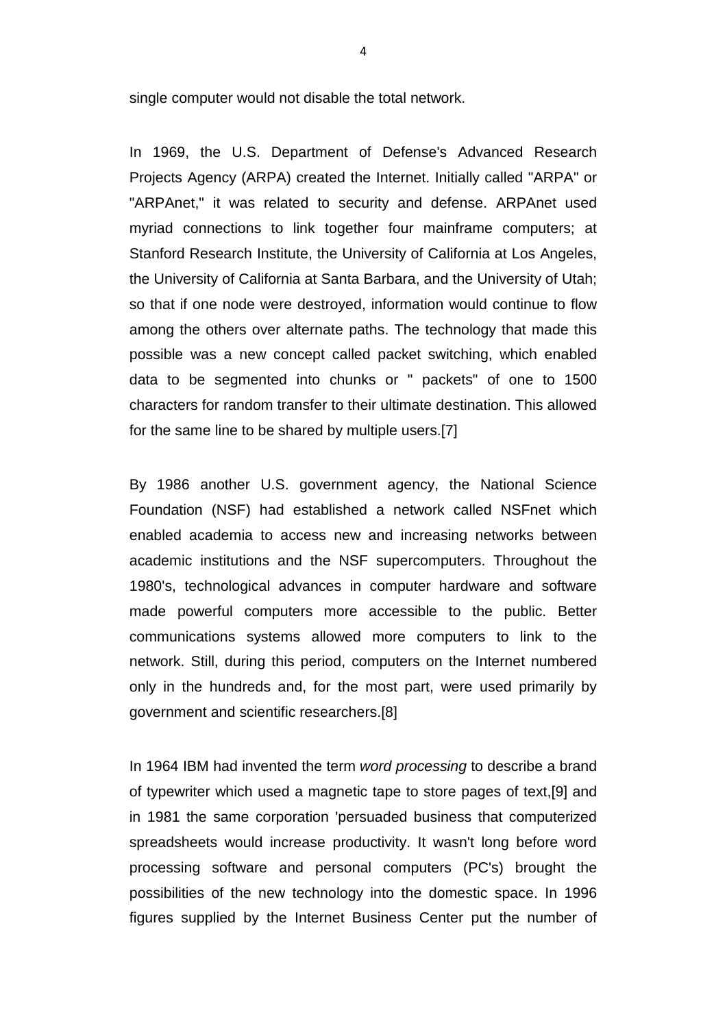single computer would not disable the total network.

In 1969, the U.S. Department of Defense's Advanced Research Projects Agency (ARPA) created the Internet. Initially called "ARPA" or "ARPAnet," it was related to security and defense. ARPAnet used myriad connections to link together four mainframe computers; at Stanford Research Institute, the University of California at Los Angeles, the University of California at Santa Barbara, and the University of Utah; so that if one node were destroyed, information would continue to flow among the others over alternate paths. The technology that made this possible was a new concept called packet switching, which enabled data to be segmented into chunks or " packets" of one to 1500 characters for random transfer to their ultimate destination. This allowed for the same line to be shared by multiple users.[7]

By 1986 another U.S. government agency, the National Science Foundation (NSF) had established a network called NSFnet which enabled academia to access new and increasing networks between academic institutions and the NSF supercomputers. Throughout the 1980's, technological advances in computer hardware and software made powerful computers more accessible to the public. Better communications systems allowed more computers to link to the network. Still, during this period, computers on the Internet numbered only in the hundreds and, for the most part, were used primarily by government and scientific researchers.[8]

In 1964 IBM had invented the term *word processing* to describe a brand of typewriter which used a magnetic tape to store pages of text,[9] and in 1981 the same corporation 'persuaded business that computerized spreadsheets would increase productivity. It wasn't long before word processing software and personal computers (PC's) brought the possibilities of the new technology into the domestic space. In 1996 figures supplied by the Internet Business Center put the number of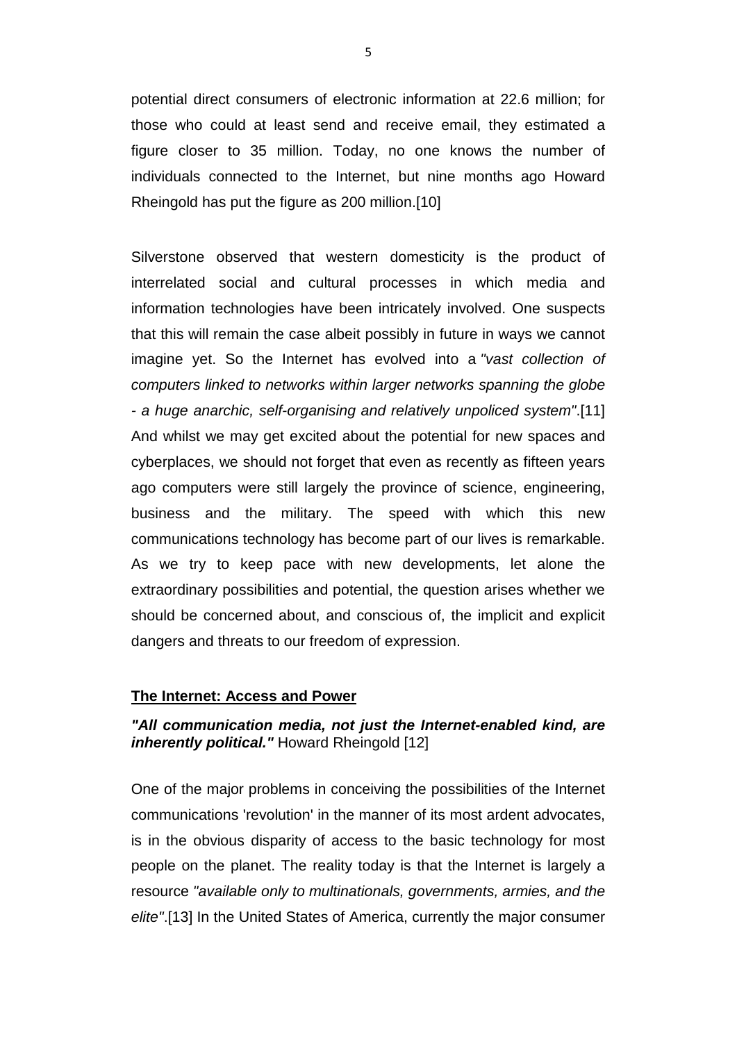potential direct consumers of electronic information at 22.6 million; for those who could at least send and receive email, they estimated a figure closer to 35 million. Today, no one knows the number of individuals connected to the Internet, but nine months ago Howard Rheingold has put the figure as 200 million.[10]

Silverstone observed that western domesticity is the product of interrelated social and cultural processes in which media and information technologies have been intricately involved. One suspects that this will remain the case albeit possibly in future in ways we cannot imagine yet. So the Internet has evolved into a *"vast collection of computers linked to networks within larger networks spanning the globe - a huge anarchic, self-organising and relatively unpoliced system"*.[11] And whilst we may get excited about the potential for new spaces and cyberplaces, we should not forget that even as recently as fifteen years ago computers were still largely the province of science, engineering, business and the military. The speed with which this new communications technology has become part of our lives is remarkable. As we try to keep pace with new developments, let alone the extraordinary possibilities and potential, the question arises whether we should be concerned about, and conscious of, the implicit and explicit dangers and threats to our freedom of expression.

## The Internet: Access and Power

***"All communication media, not just the Internet-enabled kind, are inherently political."*** Howard Rheingold [12]

One of the major problems in conceiving the possibilities of the Internet communications 'revolution' in the manner of its most ardent advocates, is in the obvious disparity of access to the basic technology for most people on the planet. The reality today is that the Internet is largely a resource *"available only to multinationals, governments, armies, and the elite"*.[13] In the United States of America, currently the major consumer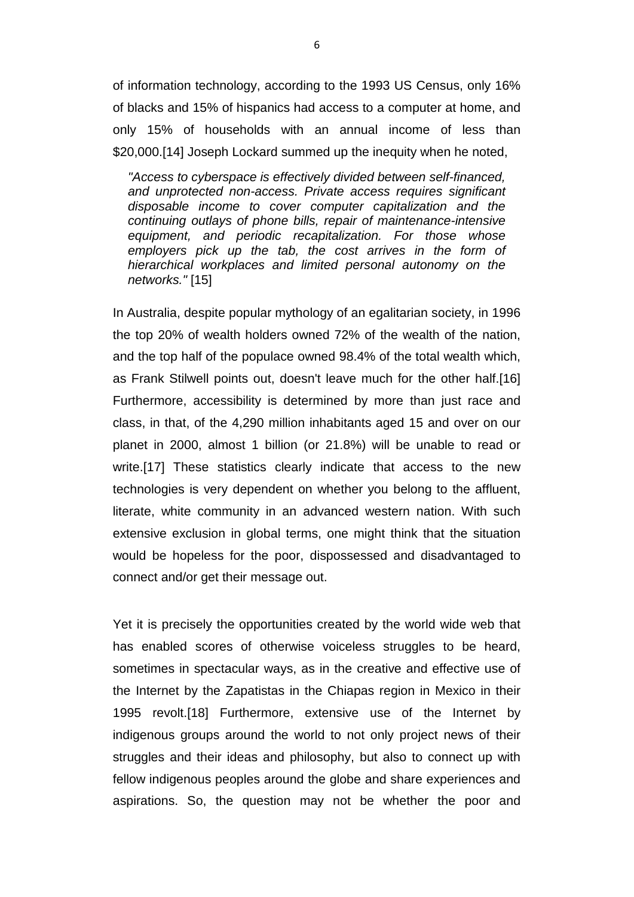of information technology, according to the 1993 US Census, only 16% of blacks and 15% of hispanics had access to a computer at home, and only 15% of households with an annual income of less than $20,000.[14] Joseph Lockard summed up the inequity when he noted,

> *"Access to cyberspace is effectively divided between self-financed, and unprotected non-access. Private access requires significant disposable income to cover computer capitalization and the continuing outlays of phone bills, repair of maintenance-intensive equipment, and periodic recapitalization. For those whose employers pick up the tab, the cost arrives in the form of hierarchical workplaces and limited personal autonomy on the networks."* [15]

In Australia, despite popular mythology of an egalitarian society, in 1996 the top 20% of wealth holders owned 72% of the wealth of the nation, and the top half of the populace owned 98.4% of the total wealth which, as Frank Stilwell points out, doesn't leave much for the other half.[16] Furthermore, accessibility is determined by more than just race and class, in that, of the 4,290 million inhabitants aged 15 and over on our planet in 2000, almost 1 billion (or 21.8%) will be unable to read or write.[17] These statistics clearly indicate that access to the new technologies is very dependent on whether you belong to the affluent, literate, white community in an advanced western nation. With such extensive exclusion in global terms, one might think that the situation would be hopeless for the poor, dispossessed and disadvantaged to connect and/or get their message out.

Yet it is precisely the opportunities created by the world wide web that has enabled scores of otherwise voiceless struggles to be heard, sometimes in spectacular ways, as in the creative and effective use of the Internet by the Zapatistas in the Chiapas region in Mexico in their 1995 revolt.[18] Furthermore, extensive use of the Internet by indigenous groups around the world to not only project news of their struggles and their ideas and philosophy, but also to connect up with fellow indigenous peoples around the globe and share experiences and aspirations. So, the question may not be whether the poor and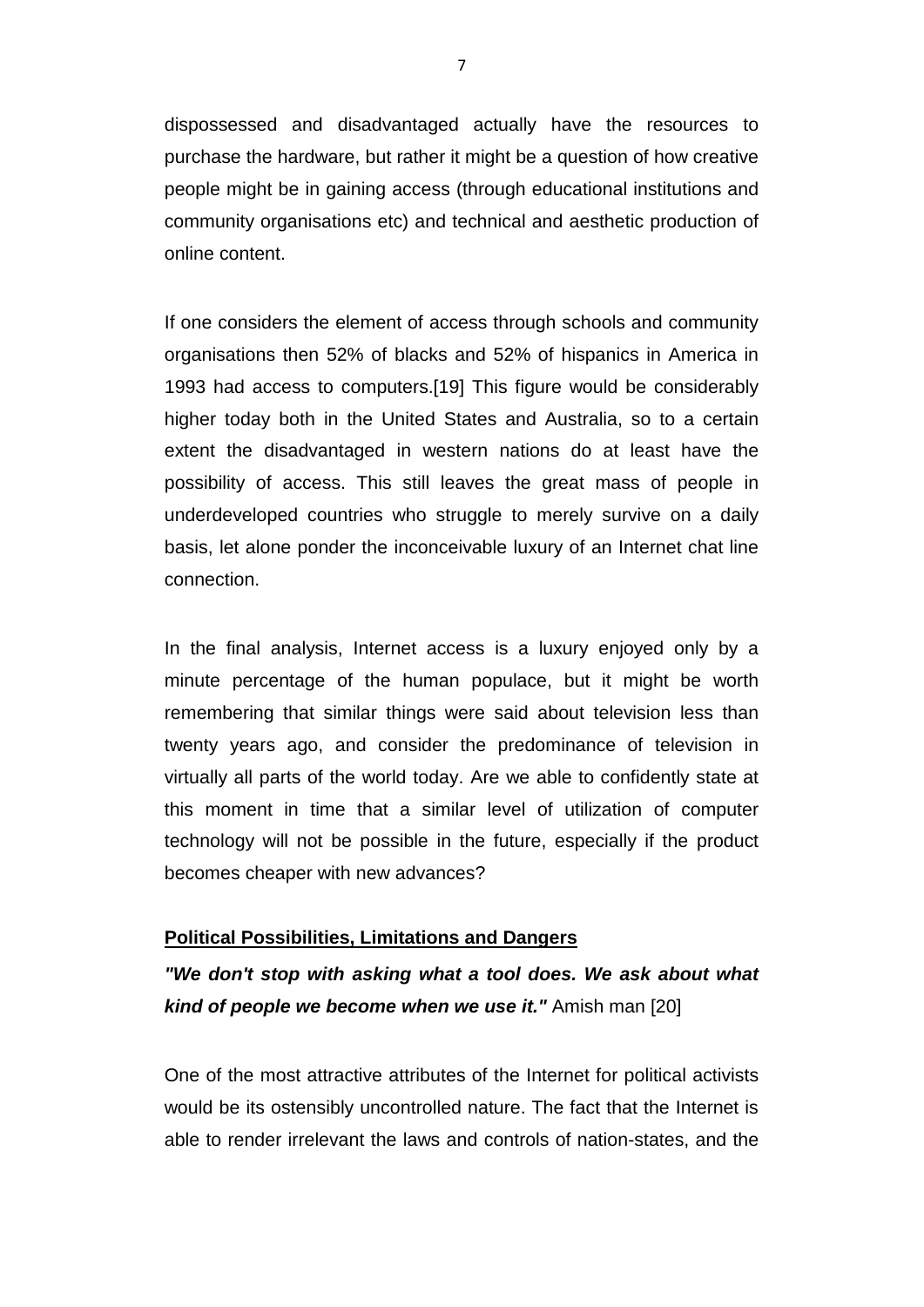dispossessed and disadvantaged actually have the resources to purchase the hardware, but rather it might be a question of how creative people might be in gaining access (through educational institutions and community organisations etc) and technical and aesthetic production of online content.

If one considers the element of access through schools and community organisations then 52% of blacks and 52% of hispanics in America in 1993 had access to computers.[19] This figure would be considerably higher today both in the United States and Australia, so to a certain extent the disadvantaged in western nations do at least have the possibility of access. This still leaves the great mass of people in underdeveloped countries who struggle to merely survive on a daily basis, let alone ponder the inconceivable luxury of an Internet chat line connection.

In the final analysis, Internet access is a luxury enjoyed only by a minute percentage of the human populace, but it might be worth remembering that similar things were said about television less than twenty years ago, and consider the predominance of television in virtually all parts of the world today. Are we able to confidently state at this moment in time that a similar level of utilization of computer technology will not be possible in the future, especially if the product becomes cheaper with new advances?

## Political Possibilities, Limitations and Dangers

***"We don't stop with asking what a tool does. We ask about what kind of people we become when we use it."*** Amish man [20]

One of the most attractive attributes of the Internet for political activists would be its ostensibly uncontrolled nature. The fact that the Internet is able to render irrelevant the laws and controls of nation-states, and the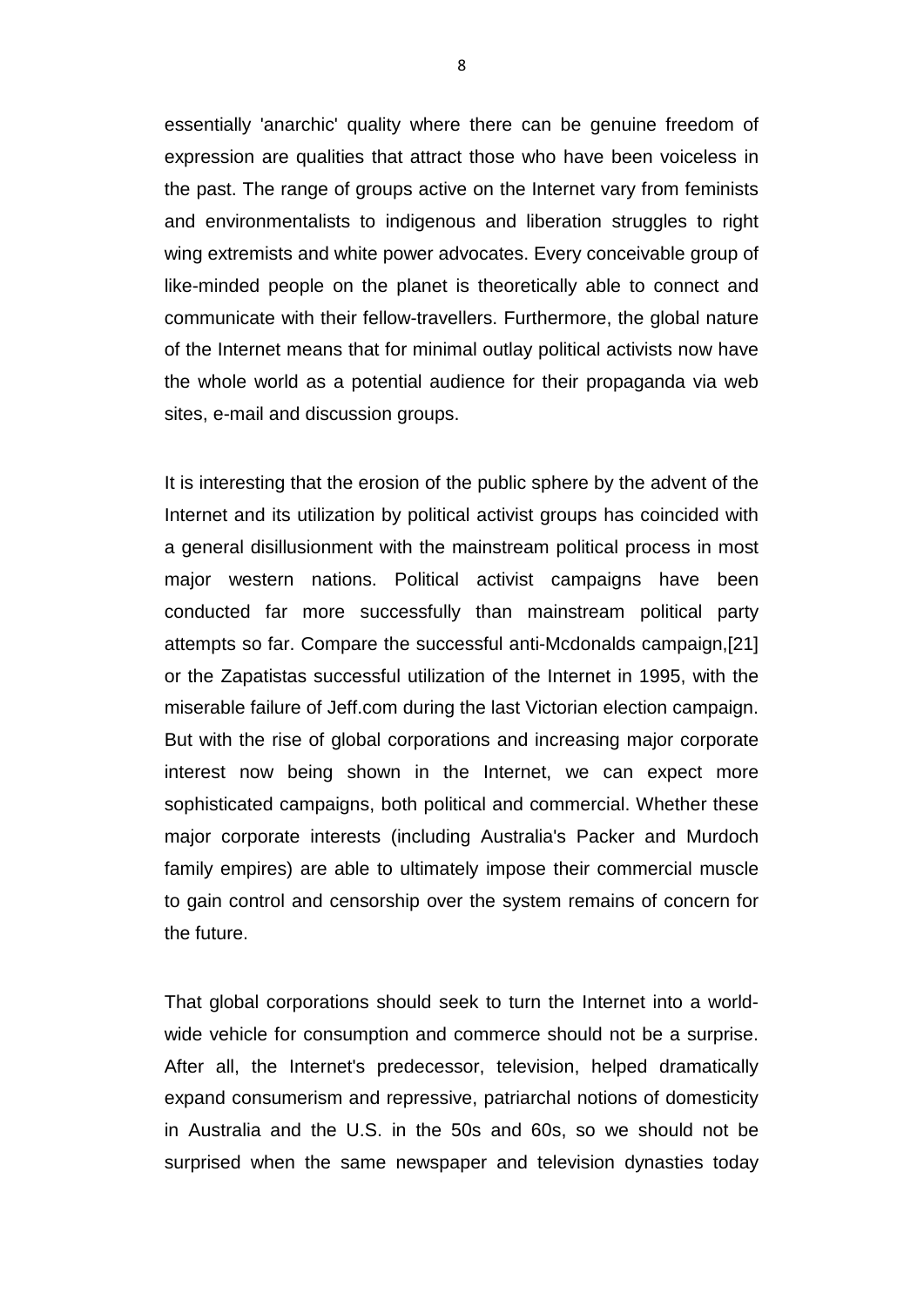essentially 'anarchic' quality where there can be genuine freedom of expression are qualities that attract those who have been voiceless in the past. The range of groups active on the Internet vary from feminists and environmentalists to indigenous and liberation struggles to right wing extremists and white power advocates. Every conceivable group of like-minded people on the planet is theoretically able to connect and communicate with their fellow-travellers. Furthermore, the global nature of the Internet means that for minimal outlay political activists now have the whole world as a potential audience for their propaganda via web sites, e-mail and discussion groups.

It is interesting that the erosion of the public sphere by the advent of the Internet and its utilization by political activist groups has coincided with a general disillusionment with the mainstream political process in most major western nations. Political activist campaigns have been conducted far more successfully than mainstream political party attempts so far. Compare the successful anti-Mcdonalds campaign,[21] or the Zapatistas successful utilization of the Internet in 1995, with the miserable failure of Jeff.com during the last Victorian election campaign. But with the rise of global corporations and increasing major corporate interest now being shown in the Internet, we can expect more sophisticated campaigns, both political and commercial. Whether these major corporate interests (including Australia's Packer and Murdoch family empires) are able to ultimately impose their commercial muscle to gain control and censorship over the system remains of concern for the future.

That global corporations should seek to turn the Internet into a world-wide vehicle for consumption and commerce should not be a surprise. After all, the Internet's predecessor, television, helped dramatically expand consumerism and repressive, patriarchal notions of domesticity in Australia and the U.S. in the 50s and 60s, so we should not be surprised when the same newspaper and television dynasties today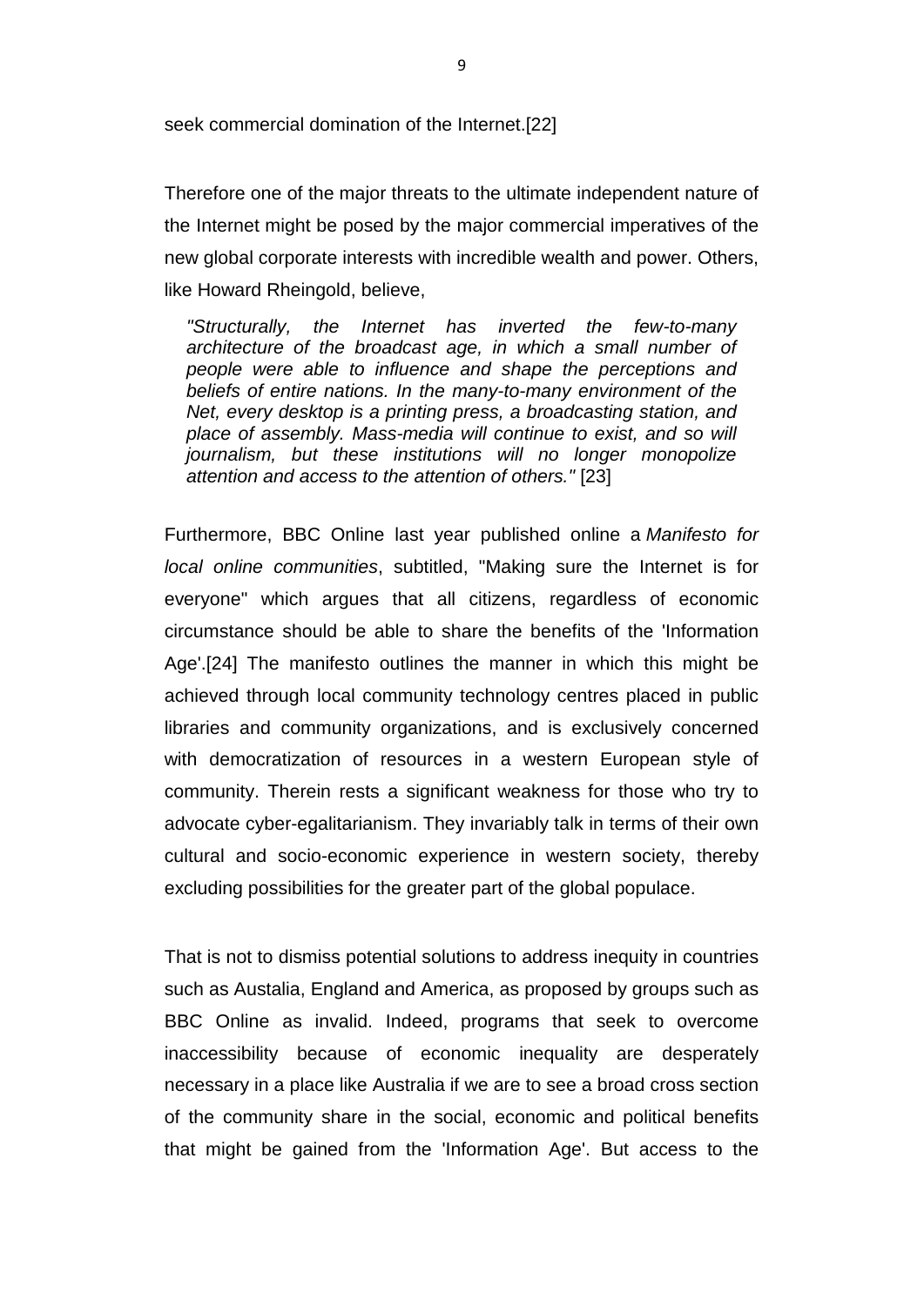seek commercial domination of the Internet.[22]

Therefore one of the major threats to the ultimate independent nature of the Internet might be posed by the major commercial imperatives of the new global corporate interests with incredible wealth and power. Others, like Howard Rheingold, believe,

> *"Structurally, the Internet has inverted the few-to-many architecture of the broadcast age, in which a small number of people were able to influence and shape the perceptions and beliefs of entire nations. In the many-to-many environment of the Net, every desktop is a printing press, a broadcasting station, and place of assembly. Mass-media will continue to exist, and so will journalism, but these institutions will no longer monopolize attention and access to the attention of others."* [23]

Furthermore, BBC Online last year published online a *Manifesto for local online communities*, subtitled, "Making sure the Internet is for everyone" which argues that all citizens, regardless of economic circumstance should be able to share the benefits of the 'Information Age'.[24] The manifesto outlines the manner in which this might be achieved through local community technology centres placed in public libraries and community organizations, and is exclusively concerned with democratization of resources in a western European style of community. Therein rests a significant weakness for those who try to advocate cyber-egalitarianism. They invariably talk in terms of their own cultural and socio-economic experience in western society, thereby excluding possibilities for the greater part of the global populace.

That is not to dismiss potential solutions to address inequity in countries such as Austalia, England and America, as proposed by groups such as BBC Online as invalid. Indeed, programs that seek to overcome inaccessibility because of economic inequality are desperately necessary in a place like Australia if we are to see a broad cross section of the community share in the social, economic and political benefits that might be gained from the 'Information Age'. But access to the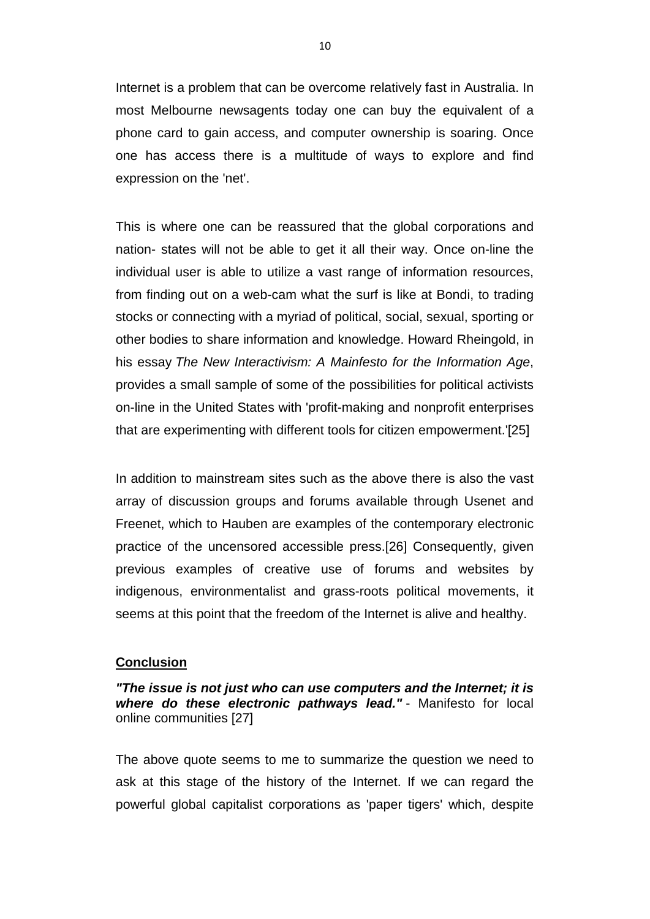Internet is a problem that can be overcome relatively fast in Australia. In most Melbourne newsagents today one can buy the equivalent of a phone card to gain access, and computer ownership is soaring. Once one has access there is a multitude of ways to explore and find expression on the 'net'.

This is where one can be reassured that the global corporations and nation- states will not be able to get it all their way. Once on-line the individual user is able to utilize a vast range of information resources, from finding out on a web-cam what the surf is like at Bondi, to trading stocks or connecting with a myriad of political, social, sexual, sporting or other bodies to share information and knowledge. Howard Rheingold, in his essay *The New Interactivism: A Mainfesto for the Information Age*, provides a small sample of some of the possibilities for political activists on-line in the United States with 'profit-making and nonprofit enterprises that are experimenting with different tools for citizen empowerment.'[25]

In addition to mainstream sites such as the above there is also the vast array of discussion groups and forums available through Usenet and Freenet, which to Hauben are examples of the contemporary electronic practice of the uncensored accessible press.[26] Consequently, given previous examples of creative use of forums and websites by indigenous, environmentalist and grass-roots political movements, it seems at this point that the freedom of the Internet is alive and healthy.

## Conclusion

***"The issue is not just who can use computers and the Internet; it is where do these electronic pathways lead."*** - Manifesto for local online communities [27]

The above quote seems to me to summarize the question we need to ask at this stage of the history of the Internet. If we can regard the powerful global capitalist corporations as 'paper tigers' which, despite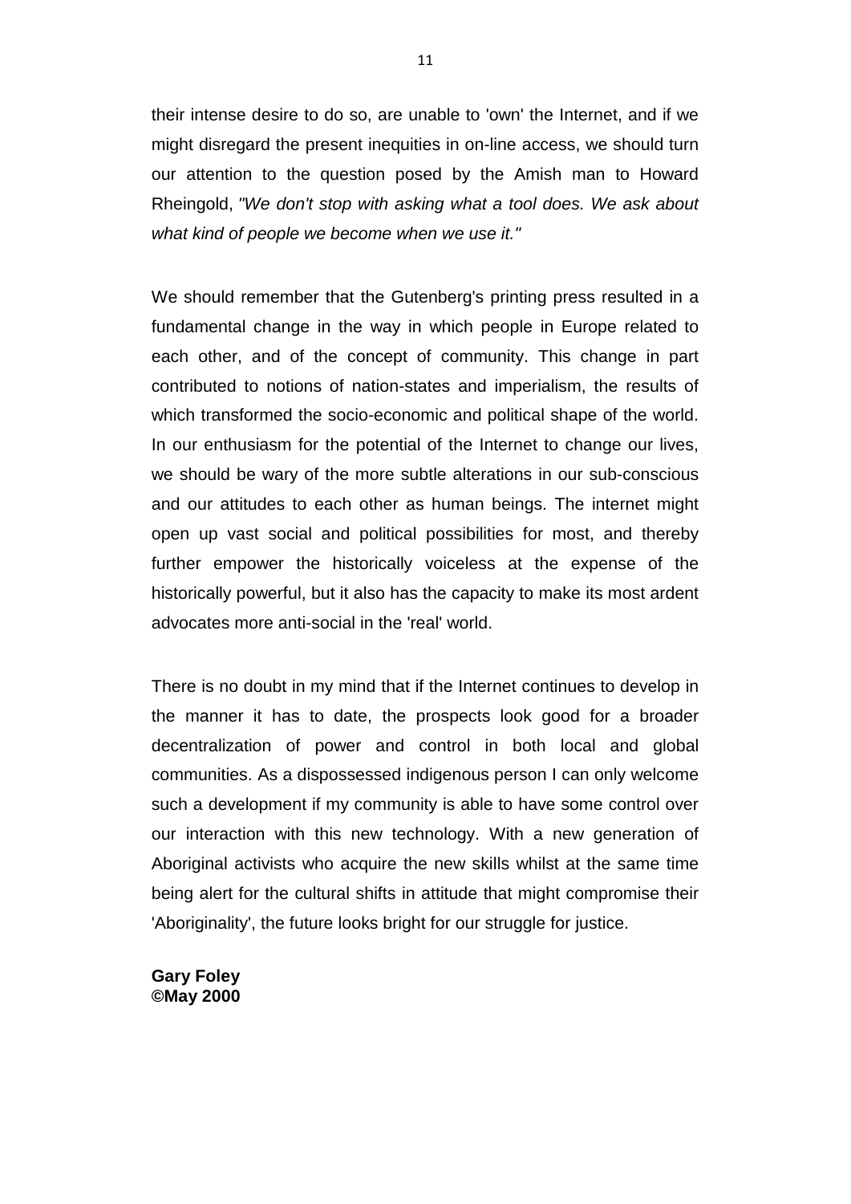their intense desire to do so, are unable to 'own' the Internet, and if we might disregard the present inequities in on-line access, we should turn our attention to the question posed by the Amish man to Howard Rheingold, *"We don't stop with asking what a tool does. We ask about what kind of people we become when we use it."*

We should remember that the Gutenberg's printing press resulted in a fundamental change in the way in which people in Europe related to each other, and of the concept of community. This change in part contributed to notions of nation-states and imperialism, the results of which transformed the socio-economic and political shape of the world. In our enthusiasm for the potential of the Internet to change our lives, we should be wary of the more subtle alterations in our sub-conscious and our attitudes to each other as human beings. The internet might open up vast social and political possibilities for most, and thereby further empower the historically voiceless at the expense of the historically powerful, but it also has the capacity to make its most ardent advocates more anti-social in the 'real' world.

There is no doubt in my mind that if the Internet continues to develop in the manner it has to date, the prospects look good for a broader decentralization of power and control in both local and global communities. As a dispossessed indigenous person I can only welcome such a development if my community is able to have some control over our interaction with this new technology. With a new generation of Aboriginal activists who acquire the new skills whilst at the same time being alert for the cultural shifts in attitude that might compromise their 'Aboriginality', the future looks bright for our struggle for justice.

**Gary Foley**
**©May 2000**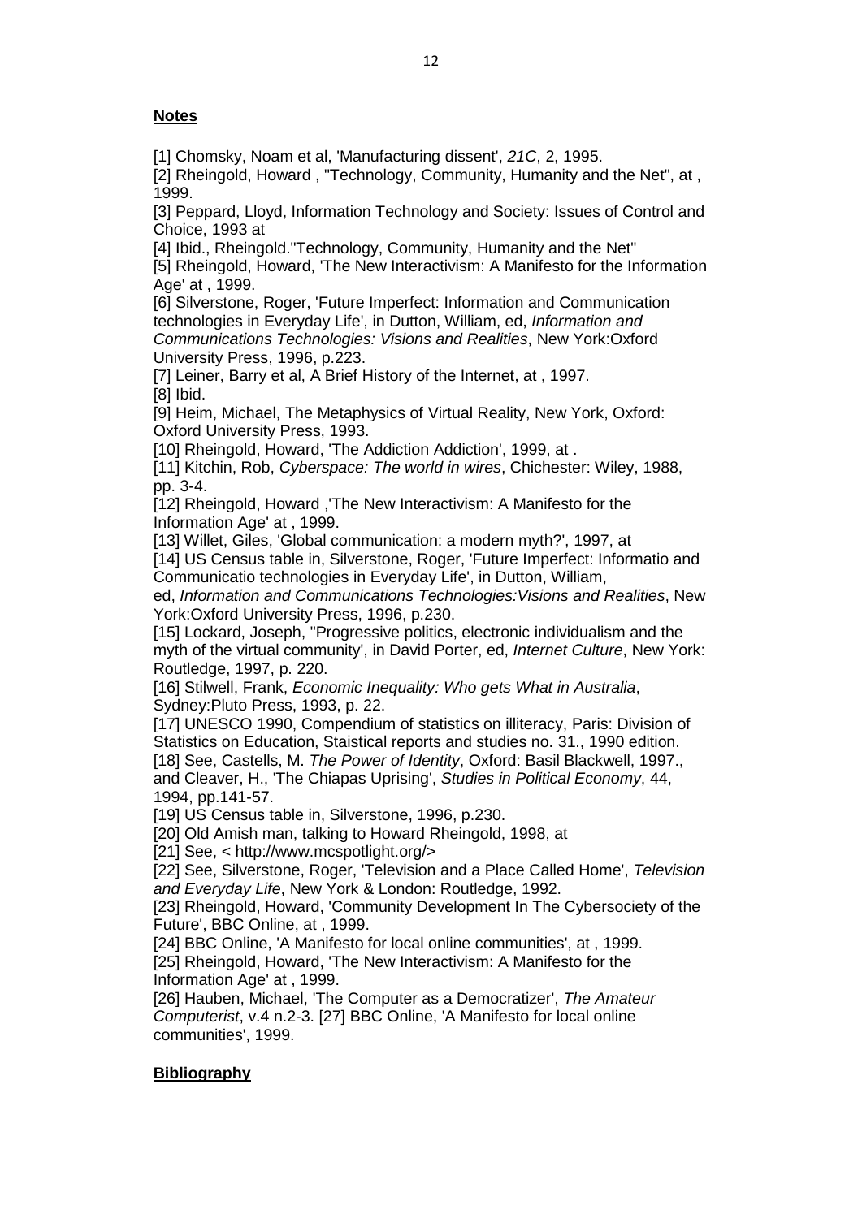## **Notes**

[1] Chomsky, Noam et al, 'Manufacturing dissent', *21C*, 2, 1995.
[2] Rheingold, Howard , "Technology, Community, Humanity and the Net", at , 1999.
[3] Peppard, Lloyd, Information Technology and Society: Issues of Control and Choice, 1993 at
[4] Ibid., Rheingold."Technology, Community, Humanity and the Net"
[5] Rheingold, Howard, 'The New Interactivism: A Manifesto for the Information Age' at , 1999.
[6] Silverstone, Roger, 'Future Imperfect: Information and Communication technologies in Everyday Life', in Dutton, William, ed, *Information and Communications Technologies: Visions and Realities*, New York:Oxford University Press, 1996, p.223.
[7] Leiner, Barry et al, A Brief History of the Internet, at , 1997.
[8] Ibid.
[9] Heim, Michael, The Metaphysics of Virtual Reality, New York, Oxford: Oxford University Press, 1993.
[10] Rheingold, Howard, 'The Addiction Addiction', 1999, at .
[11] Kitchin, Rob, *Cyberspace: The world in wires*, Chichester: Wiley, 1988, pp. 3-4.
[12] Rheingold, Howard ,'The New Interactivism: A Manifesto for the Information Age' at , 1999.
[13] Willet, Giles, 'Global communication: a modern myth?', 1997, at
[14] US Census table in, Silverstone, Roger, 'Future Imperfect: Informatio and Communicatio technologies in Everyday Life', in Dutton, William, ed, *Information and Communications Technologies:Visions and Realities*, New York:Oxford University Press, 1996, p.230.
[15] Lockard, Joseph, "Progressive politics, electronic individualism and the myth of the virtual community', in David Porter, ed, *Internet Culture*, New York: Routledge, 1997, p. 220.
[16] Stilwell, Frank, *Economic Inequality: Who gets What in Australia*, Sydney:Pluto Press, 1993, p. 22.
[17] UNESCO 1990, Compendium of statistics on illiteracy, Paris: Division of Statistics on Education, Staistical reports and studies no. 31., 1990 edition.
[18] See, Castells, M. *The Power of Identity*, Oxford: Basil Blackwell, 1997., and Cleaver, H., 'The Chiapas Uprising', *Studies in Political Economy*, 44, 1994, pp.141-57.
[19] US Census table in, Silverstone, 1996, p.230.
[20] Old Amish man, talking to Howard Rheingold, 1998, at
[21] See, < http://www.mcspotlight.org/>
[22] See, Silverstone, Roger, 'Television and a Place Called Home', *Television and Everyday Life*, New York & London: Routledge, 1992.
[23] Rheingold, Howard, 'Community Development In The Cybersociety of the Future', BBC Online, at , 1999.
[24] BBC Online, 'A Manifesto for local online communities', at , 1999.
[25] Rheingold, Howard, 'The New Interactivism: A Manifesto for the Information Age' at , 1999.
[26] Hauben, Michael, 'The Computer as a Democratizer', *The Amateur Computerist*, v.4 n.2-3. [27] BBC Online, 'A Manifesto for local online communities', 1999.

## **Bibliography**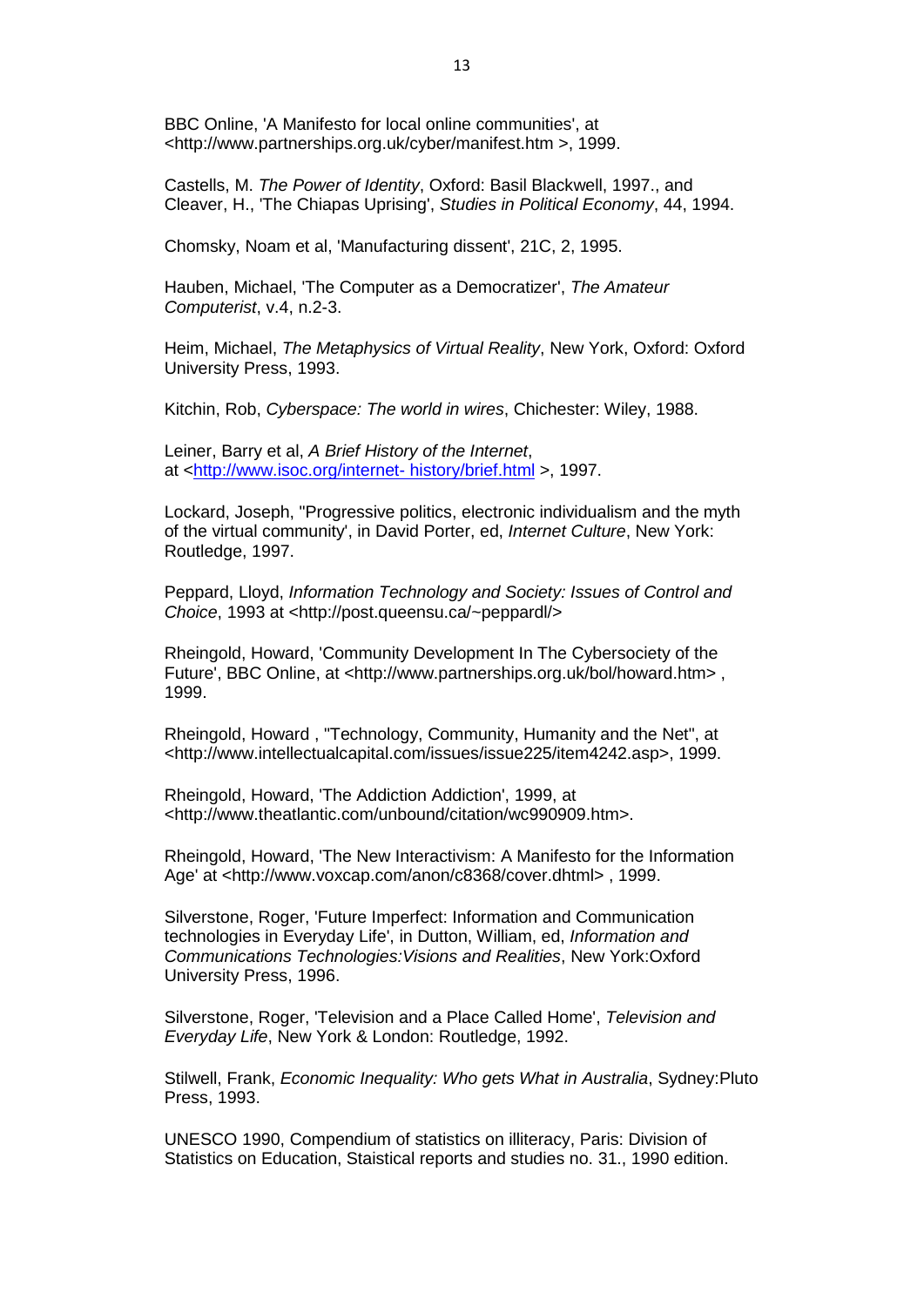BBC Online, 'A Manifesto for local online communities', at <http://www.partnerships.org.uk/cyber/manifest.htm >, 1999.

Castells, M. *The Power of Identity*, Oxford: Basil Blackwell, 1997., and Cleaver, H., 'The Chiapas Uprising', *Studies in Political Economy*, 44, 1994.

Chomsky, Noam et al, 'Manufacturing dissent', 21C, 2, 1995.

Hauben, Michael, 'The Computer as a Democratizer', *The Amateur Computerist*, v.4, n.2-3.

Heim, Michael, *The Metaphysics of Virtual Reality*, New York, Oxford: Oxford University Press, 1993.

Kitchin, Rob, *Cyberspace: The world in wires*, Chichester: Wiley, 1988.

Leiner, Barry et al, *A Brief History of the Internet*, at <http://www.isoc.org/internet- history/brief.html >, 1997.

Lockard, Joseph, ''Progressive politics, electronic individualism and the myth of the virtual community', in David Porter, ed, *Internet Culture*, New York: Routledge, 1997.

Peppard, Lloyd, *Information Technology and Society: Issues of Control and Choice*, 1993 at <http://post.queensu.ca/~peppardl/>

Rheingold, Howard, 'Community Development In The Cybersociety of the Future', BBC Online, at <http://www.partnerships.org.uk/bol/howard.htm> , 1999.

Rheingold, Howard , ''Technology, Community, Humanity and the Net'', at <http://www.intellectualcapital.com/issues/issue225/item4242.asp>, 1999.

Rheingold, Howard, 'The Addiction Addiction', 1999, at <http://www.theatlantic.com/unbound/citation/wc990909.htm>.

Rheingold, Howard, 'The New Interactivism: A Manifesto for the Information Age' at <http://www.voxcap.com/anon/c8368/cover.dhtml> , 1999.

Silverstone, Roger, 'Future Imperfect: Information and Communication technologies in Everyday Life', in Dutton, William, ed, *Information and Communications Technologies:Visions and Realities*, New York:Oxford University Press, 1996.

Silverstone, Roger, 'Television and a Place Called Home', *Television and Everyday Life*, New York & London: Routledge, 1992.

Stilwell, Frank, *Economic Inequality: Who gets What in Australia*, Sydney:Pluto Press, 1993.

UNESCO 1990, Compendium of statistics on illiteracy, Paris: Division of Statistics on Education, Staistical reports and studies no. 31., 1990 edition.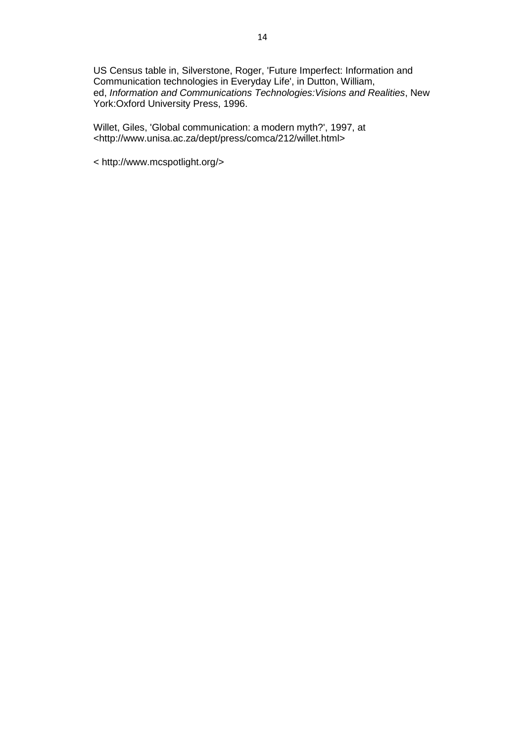US Census table in, Silverstone, Roger, 'Future Imperfect: Information and Communication technologies in Everyday Life', in Dutton, William, ed, *Information and Communications Technologies:Visions and Realities*, New York:Oxford University Press, 1996.

Willet, Giles, 'Global communication: a modern myth?', 1997, at <http://www.unisa.ac.za/dept/press/comca/212/willet.html>

< http://www.mcspotlight.org/>